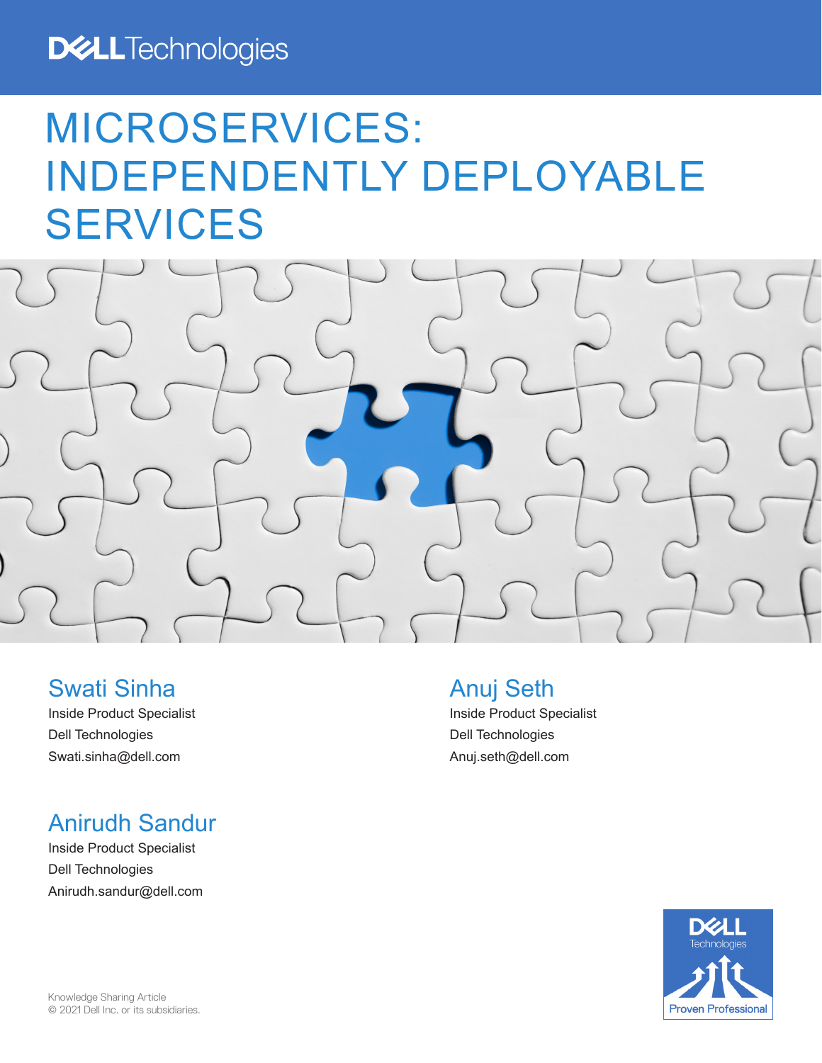Dell Technologies

# MICROSERVICES: INDEPENDENTLY DEPLOYABLE SERVICES

## Swati Sinha

Inside Product Specialist

Dell Technologies

Swati.sinha@dell.com

## Anuj Seth

Inside Product Specialist

Dell Technologies

Anuj.seth@dell.com

## Anirudh Sandur

Inside Product Specialist

Dell Technologies

Anirudh.sandur@dell.com

Knowledge Sharing Article
© 2021 Dell Inc. or its subsidiaries.

Dell Technologies Proven Professional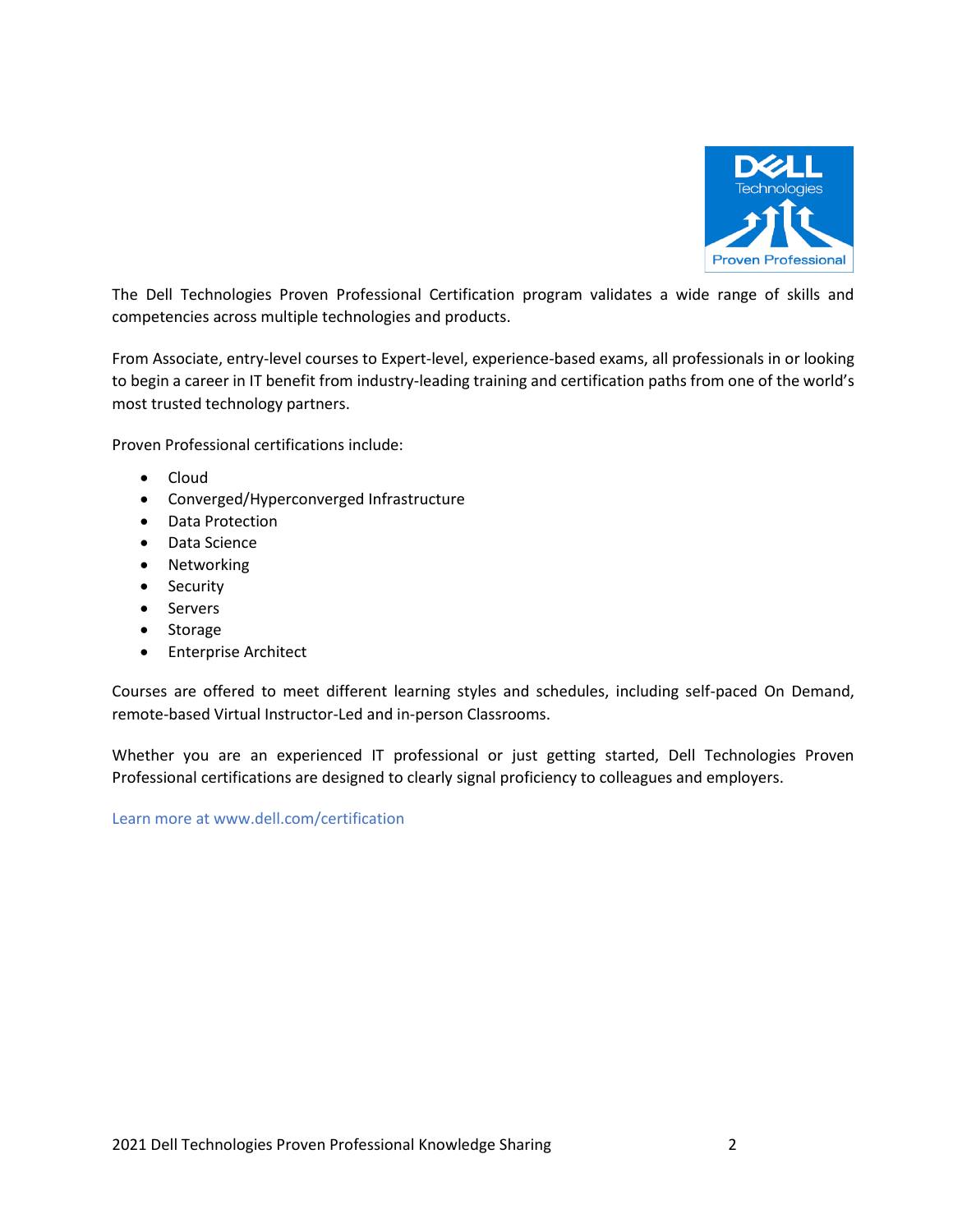The Dell Technologies Proven Professional Certification program validates a wide range of skills and competencies across multiple technologies and products.

From Associate, entry-level courses to Expert-level, experience-based exams, all professionals in or looking to begin a career in IT benefit from industry-leading training and certification paths from one of the world's most trusted technology partners.

Proven Professional certifications include:

- Cloud
- Converged/Hyperconverged Infrastructure
- Data Protection
- Data Science
- Networking
- Security
- Servers
- Storage
- Enterprise Architect

Courses are offered to meet different learning styles and schedules, including self-paced On Demand, remote-based Virtual Instructor-Led and in-person Classrooms.

Whether you are an experienced IT professional or just getting started, Dell Technologies Proven Professional certifications are designed to clearly signal proficiency to colleagues and employers.

Learn more at www.dell.com/certification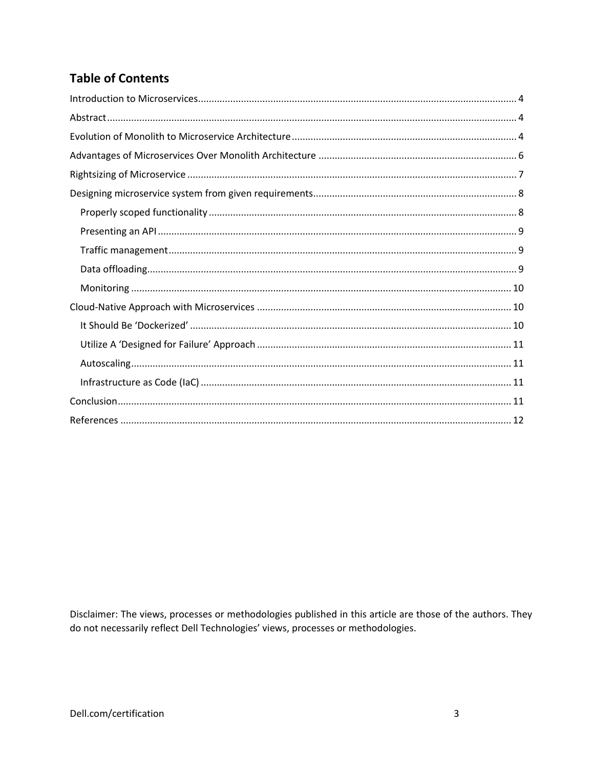## Table of Contents

- Introduction to Microservices ..... 4
- Abstract ..... 4
- Evolution of Monolith to Microservice Architecture ..... 4
- Advantages of Microservices Over Monolith Architecture ..... 6
- Rightsizing of Microservice ..... 7
- Designing microservice system from given requirements ..... 8
  - Properly scoped functionality ..... 8
  - Presenting an API ..... 9
  - Traffic management ..... 9
  - Data offloading ..... 9
  - Monitoring ..... 10
- Cloud-Native Approach with Microservices ..... 10
  - It Should Be 'Dockerized' ..... 10
  - Utilize A 'Designed for Failure' Approach ..... 11
  - Autoscaling ..... 11
  - Infrastructure as Code (IaC) ..... 11
- Conclusion ..... 11
- References ..... 12

Disclaimer: The views, processes or methodologies published in this article are those of the authors. They do not necessarily reflect Dell Technologies' views, processes or methodologies.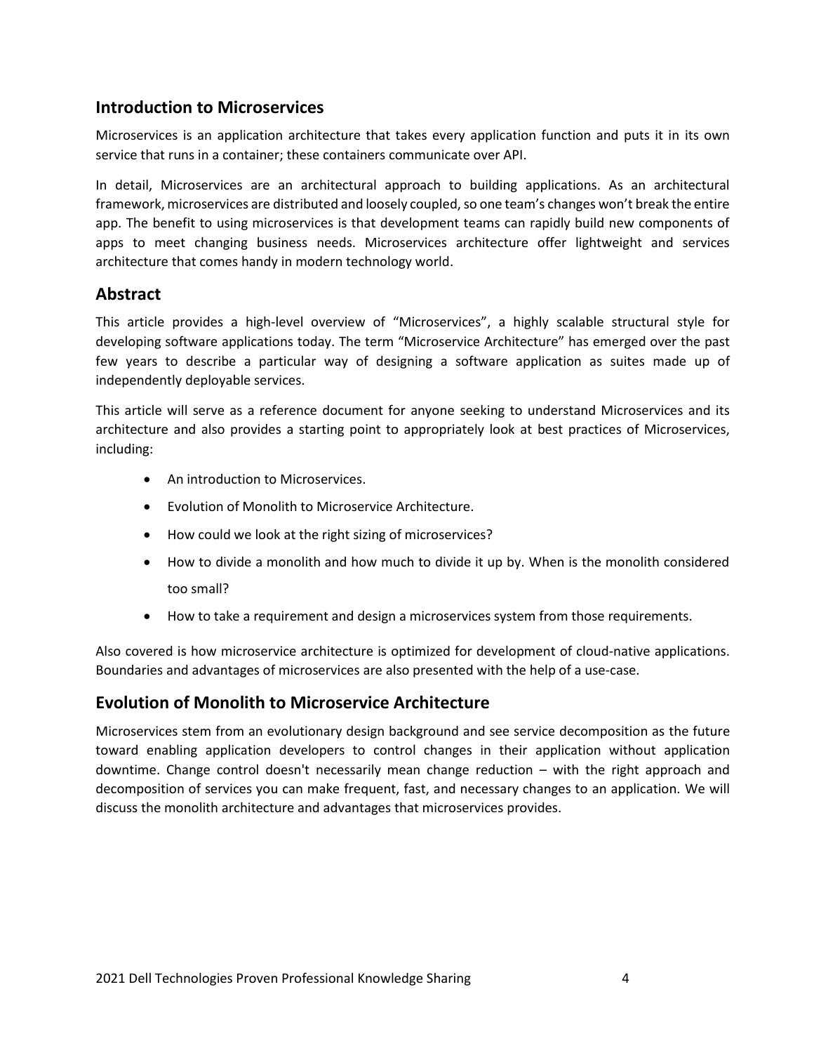## Introduction to Microservices

Microservices is an application architecture that takes every application function and puts it in its own service that runs in a container; these containers communicate over API.

In detail, Microservices are an architectural approach to building applications. As an architectural framework, microservices are distributed and loosely coupled, so one team's changes won't break the entire app. The benefit to using microservices is that development teams can rapidly build new components of apps to meet changing business needs. Microservices architecture offer lightweight and services architecture that comes handy in modern technology world.

## Abstract

This article provides a high-level overview of "Microservices", a highly scalable structural style for developing software applications today. The term "Microservice Architecture" has emerged over the past few years to describe a particular way of designing a software application as suites made up of independently deployable services.

This article will serve as a reference document for anyone seeking to understand Microservices and its architecture and also provides a starting point to appropriately look at best practices of Microservices, including:

- An introduction to Microservices.
- Evolution of Monolith to Microservice Architecture.
- How could we look at the right sizing of microservices?
- How to divide a monolith and how much to divide it up by. When is the monolith considered too small?
- How to take a requirement and design a microservices system from those requirements.

Also covered is how microservice architecture is optimized for development of cloud-native applications. Boundaries and advantages of microservices are also presented with the help of a use-case.

## Evolution of Monolith to Microservice Architecture

Microservices stem from an evolutionary design background and see service decomposition as the future toward enabling application developers to control changes in their application without application downtime. Change control doesn't necessarily mean change reduction – with the right approach and decomposition of services you can make frequent, fast, and necessary changes to an application. We will discuss the monolith architecture and advantages that microservices provides.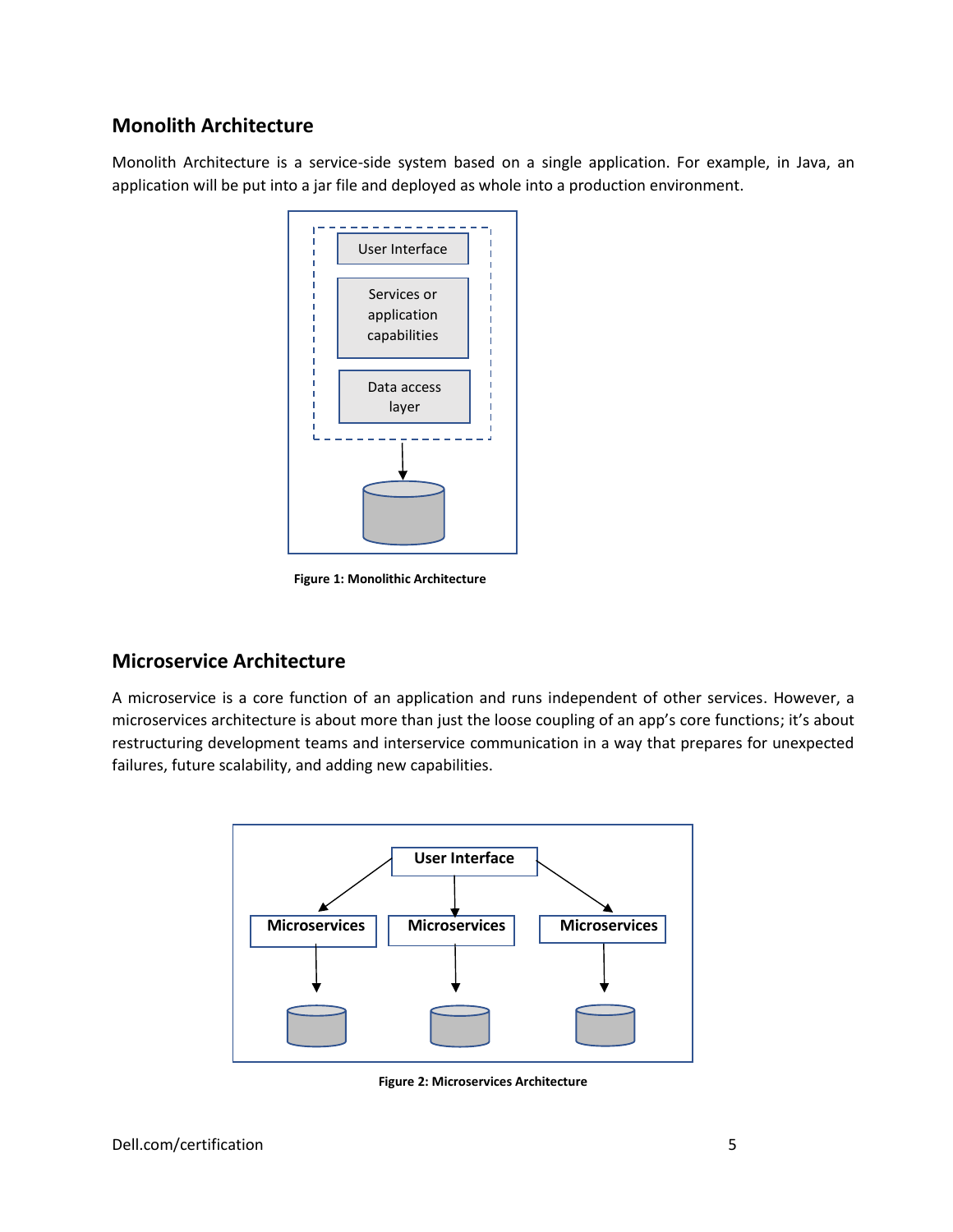## Monolith Architecture

Monolith Architecture is a service-side system based on a single application. For example, in Java, an application will be put into a jar file and deployed as whole into a production environment.

**Figure 1: Monolithic Architecture**

## Microservice Architecture

A microservice is a core function of an application and runs independent of other services. However, a microservices architecture is about more than just the loose coupling of an app's core functions; it's about restructuring development teams and interservice communication in a way that prepares for unexpected failures, future scalability, and adding new capabilities.

**Figure 2: Microservices Architecture**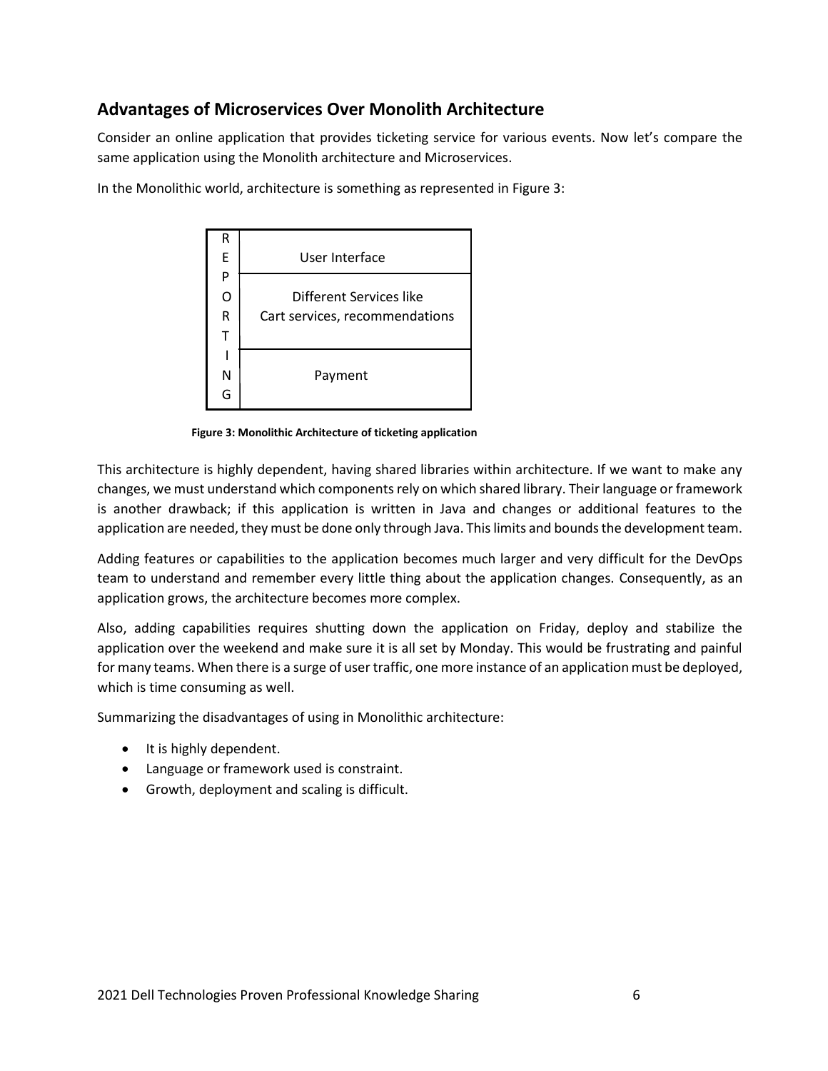## Advantages of Microservices Over Monolith Architecture

Consider an online application that provides ticketing service for various events. Now let's compare the same application using the Monolith architecture and Microservices.

In the Monolithic world, architecture is something as represented in Figure 3:

| R E P O R T I N G | User Interface |
|---|---|
| | Different Services like Cart services, recommendations |
| | Payment |

**Figure 3: Monolithic Architecture of ticketing application**

This architecture is highly dependent, having shared libraries within architecture. If we want to make any changes, we must understand which components rely on which shared library. Their language or framework is another drawback; if this application is written in Java and changes or additional features to the application are needed, they must be done only through Java. This limits and bounds the development team.

Adding features or capabilities to the application becomes much larger and very difficult for the DevOps team to understand and remember every little thing about the application changes. Consequently, as an application grows, the architecture becomes more complex.

Also, adding capabilities requires shutting down the application on Friday, deploy and stabilize the application over the weekend and make sure it is all set by Monday. This would be frustrating and painful for many teams. When there is a surge of user traffic, one more instance of an application must be deployed, which is time consuming as well.

Summarizing the disadvantages of using in Monolithic architecture:

- It is highly dependent.
- Language or framework used is constraint.
- Growth, deployment and scaling is difficult.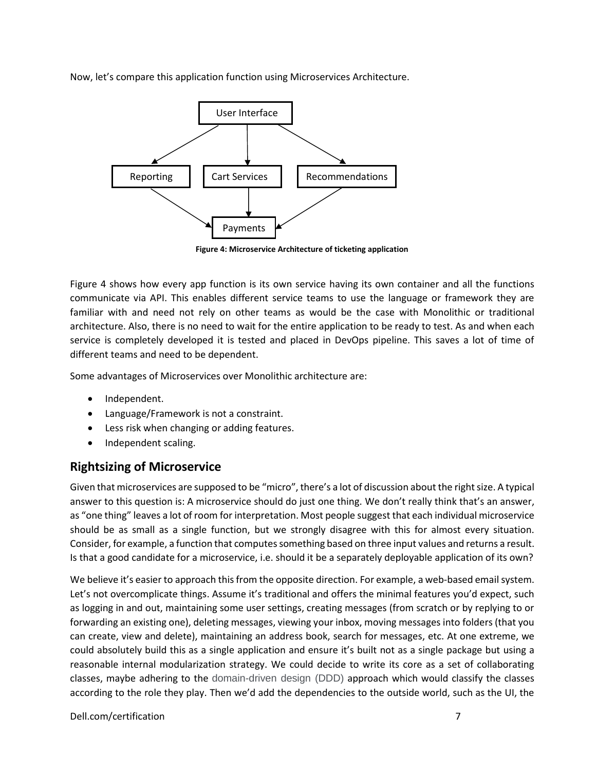Now, let's compare this application function using Microservices Architecture.

**Figure 4: Microservice Architecture of ticketing application**

Figure 4 shows how every app function is its own service having its own container and all the functions communicate via API. This enables different service teams to use the language or framework they are familiar with and need not rely on other teams as would be the case with Monolithic or traditional architecture. Also, there is no need to wait for the entire application to be ready to test. As and when each service is completely developed it is tested and placed in DevOps pipeline. This saves a lot of time of different teams and need to be dependent.

Some advantages of Microservices over Monolithic architecture are:

- Independent.
- Language/Framework is not a constraint.
- Less risk when changing or adding features.
- Independent scaling.

## Rightsizing of Microservice

Given that microservices are supposed to be "micro", there's a lot of discussion about the right size. A typical answer to this question is: A microservice should do just one thing. We don't really think that's an answer, as "one thing" leaves a lot of room for interpretation. Most people suggest that each individual microservice should be as small as a single function, but we strongly disagree with this for almost every situation. Consider, for example, a function that computes something based on three input values and returns a result. Is that a good candidate for a microservice, i.e. should it be a separately deployable application of its own?

We believe it's easier to approach this from the opposite direction. For example, a web-based email system. Let's not overcomplicate things. Assume it's traditional and offers the minimal features you'd expect, such as logging in and out, maintaining some user settings, creating messages (from scratch or by replying to or forwarding an existing one), deleting messages, viewing your inbox, moving messages into folders (that you can create, view and delete), maintaining an address book, search for messages, etc. At one extreme, we could absolutely build this as a single application and ensure it's built not as a single package but using a reasonable internal modularization strategy. We could decide to write its core as a set of collaborating classes, maybe adhering to the domain-driven design (DDD) approach which would classify the classes according to the role they play. Then we'd add the dependencies to the outside world, such as the UI, the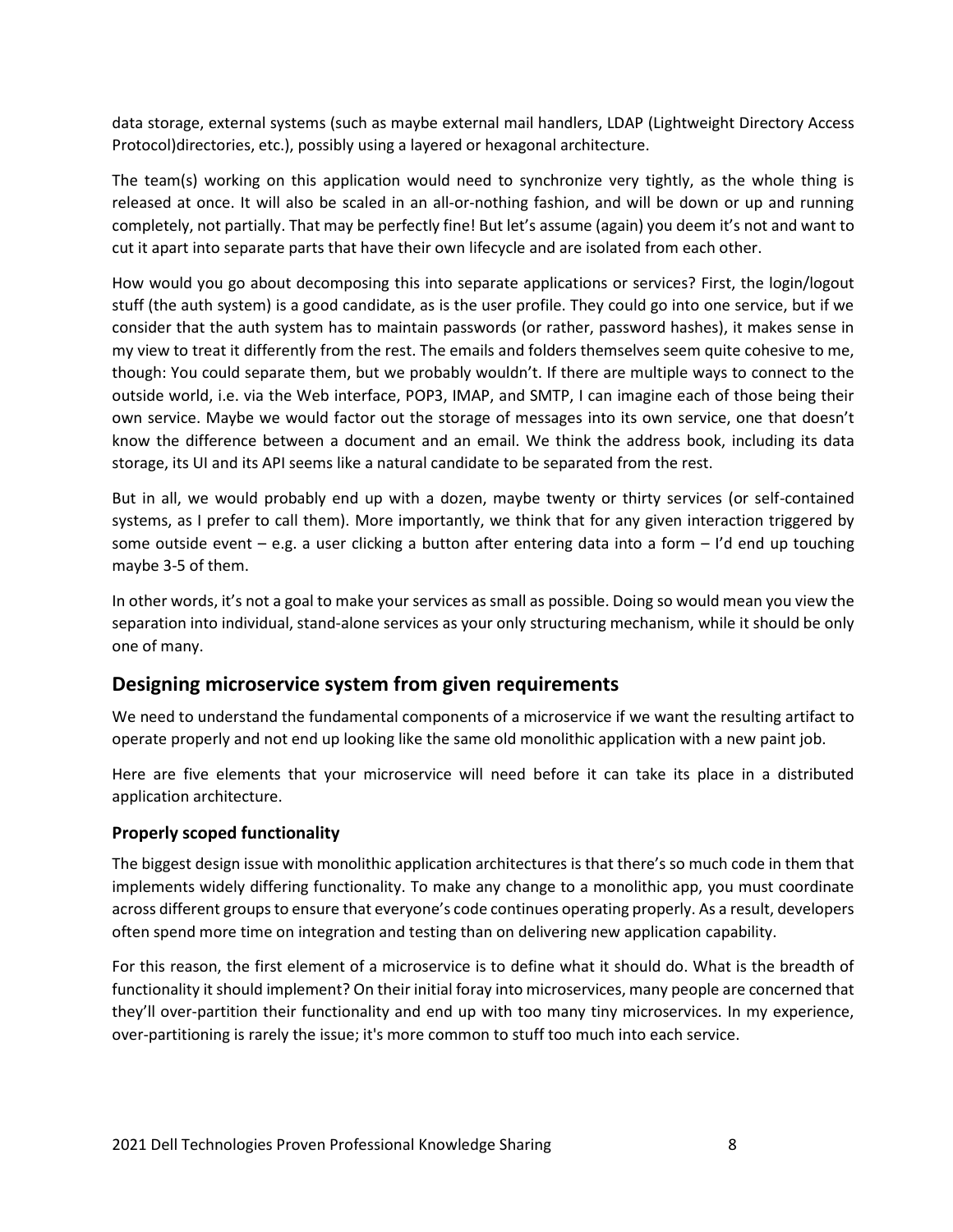data storage, external systems (such as maybe external mail handlers, LDAP (Lightweight Directory Access Protocol)directories, etc.), possibly using a layered or hexagonal architecture.

The team(s) working on this application would need to synchronize very tightly, as the whole thing is released at once. It will also be scaled in an all-or-nothing fashion, and will be down or up and running completely, not partially. That may be perfectly fine! But let's assume (again) you deem it's not and want to cut it apart into separate parts that have their own lifecycle and are isolated from each other.

How would you go about decomposing this into separate applications or services? First, the login/logout stuff (the auth system) is a good candidate, as is the user profile. They could go into one service, but if we consider that the auth system has to maintain passwords (or rather, password hashes), it makes sense in my view to treat it differently from the rest. The emails and folders themselves seem quite cohesive to me, though: You could separate them, but we probably wouldn't. If there are multiple ways to connect to the outside world, i.e. via the Web interface, POP3, IMAP, and SMTP, I can imagine each of those being their own service. Maybe we would factor out the storage of messages into its own service, one that doesn't know the difference between a document and an email. We think the address book, including its data storage, its UI and its API seems like a natural candidate to be separated from the rest.

But in all, we would probably end up with a dozen, maybe twenty or thirty services (or self-contained systems, as I prefer to call them). More importantly, we think that for any given interaction triggered by some outside event – e.g. a user clicking a button after entering data into a form – I'd end up touching maybe 3-5 of them.

In other words, it's not a goal to make your services as small as possible. Doing so would mean you view the separation into individual, stand-alone services as your only structuring mechanism, while it should be only one of many.

## Designing microservice system from given requirements

We need to understand the fundamental components of a microservice if we want the resulting artifact to operate properly and not end up looking like the same old monolithic application with a new paint job.

Here are five elements that your microservice will need before it can take its place in a distributed application architecture.

### Properly scoped functionality

The biggest design issue with monolithic application architectures is that there's so much code in them that implements widely differing functionality. To make any change to a monolithic app, you must coordinate across different groups to ensure that everyone's code continues operating properly. As a result, developers often spend more time on integration and testing than on delivering new application capability.

For this reason, the first element of a microservice is to define what it should do. What is the breadth of functionality it should implement? On their initial foray into microservices, many people are concerned that they'll over-partition their functionality and end up with too many tiny microservices. In my experience, over-partitioning is rarely the issue; it's more common to stuff too much into each service.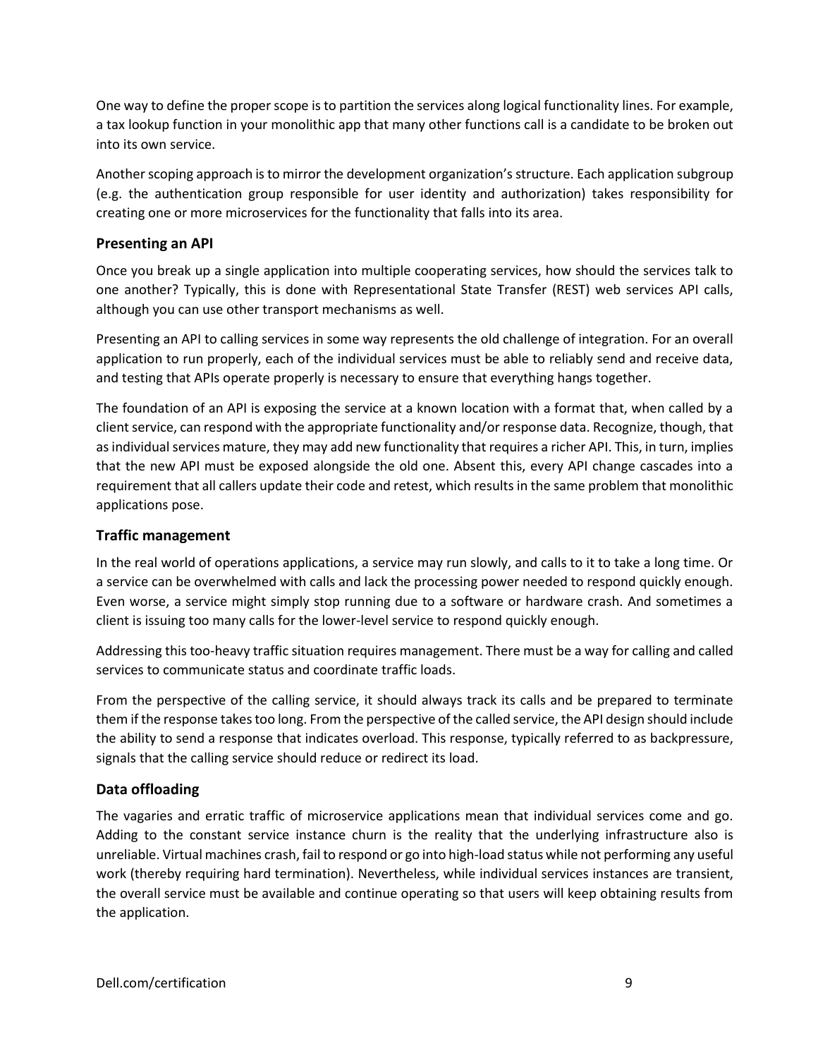One way to define the proper scope is to partition the services along logical functionality lines. For example, a tax lookup function in your monolithic app that many other functions call is a candidate to be broken out into its own service.

Another scoping approach is to mirror the development organization's structure. Each application subgroup (e.g. the authentication group responsible for user identity and authorization) takes responsibility for creating one or more microservices for the functionality that falls into its area.

### Presenting an API

Once you break up a single application into multiple cooperating services, how should the services talk to one another? Typically, this is done with Representational State Transfer (REST) web services API calls, although you can use other transport mechanisms as well.

Presenting an API to calling services in some way represents the old challenge of integration. For an overall application to run properly, each of the individual services must be able to reliably send and receive data, and testing that APIs operate properly is necessary to ensure that everything hangs together.

The foundation of an API is exposing the service at a known location with a format that, when called by a client service, can respond with the appropriate functionality and/or response data. Recognize, though, that as individual services mature, they may add new functionality that requires a richer API. This, in turn, implies that the new API must be exposed alongside the old one. Absent this, every API change cascades into a requirement that all callers update their code and retest, which results in the same problem that monolithic applications pose.

### Traffic management

In the real world of operations applications, a service may run slowly, and calls to it to take a long time. Or a service can be overwhelmed with calls and lack the processing power needed to respond quickly enough. Even worse, a service might simply stop running due to a software or hardware crash. And sometimes a client is issuing too many calls for the lower-level service to respond quickly enough.

Addressing this too-heavy traffic situation requires management. There must be a way for calling and called services to communicate status and coordinate traffic loads.

From the perspective of the calling service, it should always track its calls and be prepared to terminate them if the response takes too long. From the perspective of the called service, the API design should include the ability to send a response that indicates overload. This response, typically referred to as backpressure, signals that the calling service should reduce or redirect its load.

### Data offloading

The vagaries and erratic traffic of microservice applications mean that individual services come and go. Adding to the constant service instance churn is the reality that the underlying infrastructure also is unreliable. Virtual machines crash, fail to respond or go into high-load status while not performing any useful work (thereby requiring hard termination). Nevertheless, while individual services instances are transient, the overall service must be available and continue operating so that users will keep obtaining results from the application.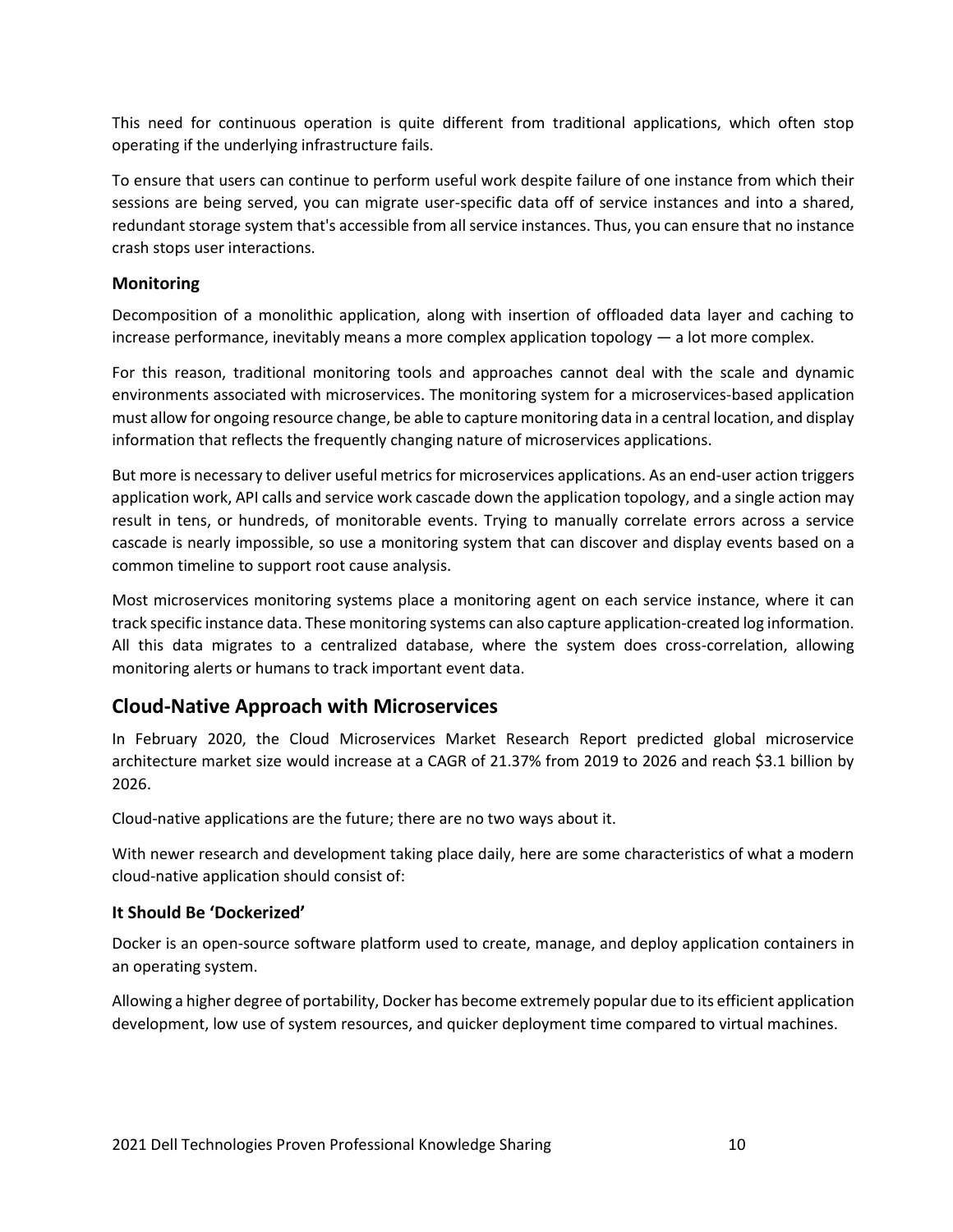This need for continuous operation is quite different from traditional applications, which often stop operating if the underlying infrastructure fails.

To ensure that users can continue to perform useful work despite failure of one instance from which their sessions are being served, you can migrate user-specific data off of service instances and into a shared, redundant storage system that's accessible from all service instances. Thus, you can ensure that no instance crash stops user interactions.

### Monitoring

Decomposition of a monolithic application, along with insertion of offloaded data layer and caching to increase performance, inevitably means a more complex application topology — a lot more complex.

For this reason, traditional monitoring tools and approaches cannot deal with the scale and dynamic environments associated with microservices. The monitoring system for a microservices-based application must allow for ongoing resource change, be able to capture monitoring data in a central location, and display information that reflects the frequently changing nature of microservices applications.

But more is necessary to deliver useful metrics for microservices applications. As an end-user action triggers application work, API calls and service work cascade down the application topology, and a single action may result in tens, or hundreds, of monitorable events. Trying to manually correlate errors across a service cascade is nearly impossible, so use a monitoring system that can discover and display events based on a common timeline to support root cause analysis.

Most microservices monitoring systems place a monitoring agent on each service instance, where it can track specific instance data. These monitoring systems can also capture application-created log information. All this data migrates to a centralized database, where the system does cross-correlation, allowing monitoring alerts or humans to track important event data.

## Cloud-Native Approach with Microservices

In February 2020, the Cloud Microservices Market Research Report predicted global microservice architecture market size would increase at a CAGR of 21.37% from 2019 to 2026 and reach $3.1 billion by 2026.

Cloud-native applications are the future; there are no two ways about it.

With newer research and development taking place daily, here are some characteristics of what a modern cloud-native application should consist of:

### It Should Be 'Dockerized'

Docker is an open-source software platform used to create, manage, and deploy application containers in an operating system.

Allowing a higher degree of portability, Docker has become extremely popular due to its efficient application development, low use of system resources, and quicker deployment time compared to virtual machines.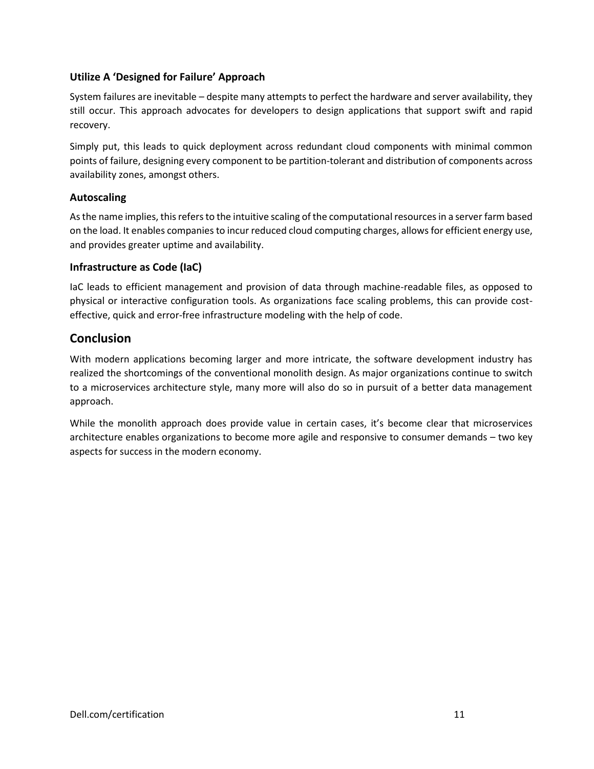### Utilize A ‘Designed for Failure’ Approach

System failures are inevitable – despite many attempts to perfect the hardware and server availability, they still occur. This approach advocates for developers to design applications that support swift and rapid recovery.

Simply put, this leads to quick deployment across redundant cloud components with minimal common points of failure, designing every component to be partition-tolerant and distribution of components across availability zones, amongst others.

### Autoscaling

As the name implies, this refers to the intuitive scaling of the computational resources in a server farm based on the load. It enables companies to incur reduced cloud computing charges, allows for efficient energy use, and provides greater uptime and availability.

### Infrastructure as Code (IaC)

IaC leads to efficient management and provision of data through machine-readable files, as opposed to physical or interactive configuration tools. As organizations face scaling problems, this can provide cost-effective, quick and error-free infrastructure modeling with the help of code.

## Conclusion

With modern applications becoming larger and more intricate, the software development industry has realized the shortcomings of the conventional monolith design. As major organizations continue to switch to a microservices architecture style, many more will also do so in pursuit of a better data management approach.

While the monolith approach does provide value in certain cases, it’s become clear that microservices architecture enables organizations to become more agile and responsive to consumer demands – two key aspects for success in the modern economy.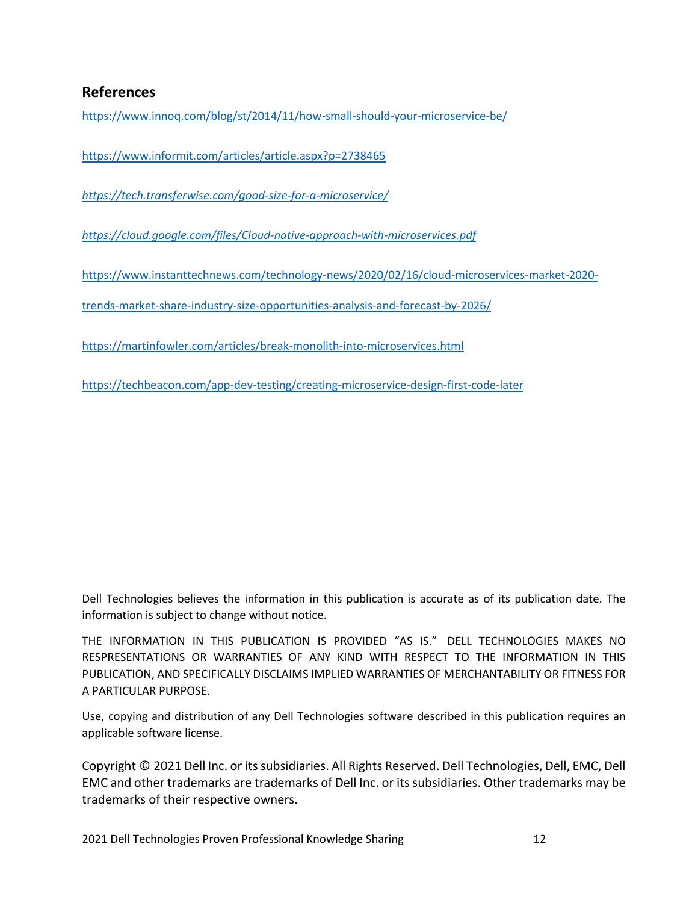## References

https://www.innoq.com/blog/st/2014/11/how-small-should-your-microservice-be/

https://www.informit.com/articles/article.aspx?p=2738465

*https://tech.transferwise.com/good-size-for-a-microservice/*

*https://cloud.google.com/files/Cloud-native-approach-with-microservices.pdf*

https://www.instanttechnews.com/technology-news/2020/02/16/cloud-microservices-market-2020-trends-market-share-industry-size-opportunities-analysis-and-forecast-by-2026/

https://martinfowler.com/articles/break-monolith-into-microservices.html

https://techbeacon.com/app-dev-testing/creating-microservice-design-first-code-later

Dell Technologies believes the information in this publication is accurate as of its publication date. The information is subject to change without notice.

THE INFORMATION IN THIS PUBLICATION IS PROVIDED "AS IS." DELL TECHNOLOGIES MAKES NO RESPRESENTATIONS OR WARRANTIES OF ANY KIND WITH RESPECT TO THE INFORMATION IN THIS PUBLICATION, AND SPECIFICALLY DISCLAIMS IMPLIED WARRANTIES OF MERCHANTABILITY OR FITNESS FOR A PARTICULAR PURPOSE.

Use, copying and distribution of any Dell Technologies software described in this publication requires an applicable software license.

Copyright © 2021 Dell Inc. or its subsidiaries. All Rights Reserved. Dell Technologies, Dell, EMC, Dell EMC and other trademarks are trademarks of Dell Inc. or its subsidiaries. Other trademarks may be trademarks of their respective owners.